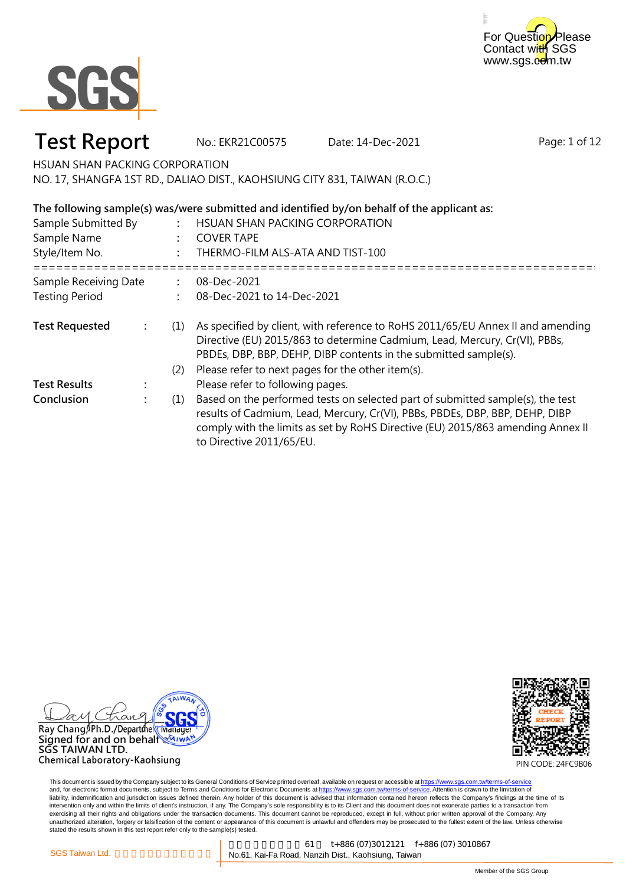For Question Please Contact with SGS
www.sgs.com.tw

# Test Report

No.: EKR21C00575 Date: 14-Dec-2021

HSUAN SHAN PACKING CORPORATION
NO. 17, SHANGFA 1ST RD., DALIAO DIST., KAOHSIUNG CITY 831, TAIWAN (R.O.C.)

**The following sample(s) was/were submitted and identified by/on behalf of the applicant as:**

Sample Submitted By : HSUAN SHAN PACKING CORPORATION
Sample Name : COVER TAPE
Style/Item No. : THERMO-FILM ALS-ATA AND TIST-100

Sample Receiving Date : 08-Dec-2021
Testing Period : 08-Dec-2021 to 14-Dec-2021

**Test Requested** :
(1) As specified by client, with reference to RoHS 2011/65/EU Annex II and amending Directive (EU) 2015/863 to determine Cadmium, Lead, Mercury, Cr(VI), PBBs, PBDEs, DBP, BBP, DEHP, DIBP contents in the submitted sample(s).
(2) Please refer to next pages for the other item(s).

**Test Results** : Please refer to following pages.

**Conclusion** :
(1) Based on the performed tests on selected part of submitted sample(s), the test results of Cadmium, Lead, Mercury, Cr(VI), PBBs, PBDEs, DBP, BBP, DEHP, DIBP comply with the limits as set by RoHS Directive (EU) 2015/863 amending Annex II to Directive 2011/65/EU.

Ray Chang, Ph.D./Department Manager
Signed for and on behalf of
SGS TAIWAN LTD.
Chemical Laboratory-Kaohsiung

CHECK REPORT
PIN CODE: 24FC9B06

This document is issued by the Company subject to its General Conditions of Service printed overleaf, available on request or accessible at https://www.sgs.com.tw/terms-of-service and, for electronic format documents, subject to Terms and Conditions for Electronic Documents at https://www.sgs.com.tw/terms-of-service. Attention is drawn to the limitation of liability, indemnification and jurisdiction issues defined therein. Any holder of this document is advised that information contained hereon reflects the Company's findings at the time of its intervention only and within the limits of client's instruction, if any. The Company's sole responsibility is to its Client and this document does not exonerate parties to a transaction from exercising all their rights and obligations under the transaction documents. This document cannot be reproduced, except in full, without prior written approval of the Company. Any unauthorized alteration, forgery or falsification of the content or appearance of this document is unlawful and offenders may be prosecuted to the fullest extent of the law. Unless otherwise stated the results shown in this test report refer only to the sample(s) tested.

SGS Taiwan Ltd. 61 t+886 (07)3012121 f+886 (07) 3010867
No.61, Kai-Fa Road, Nanzih Dist., Kaohsiung, Taiwan

Member of the SGS Group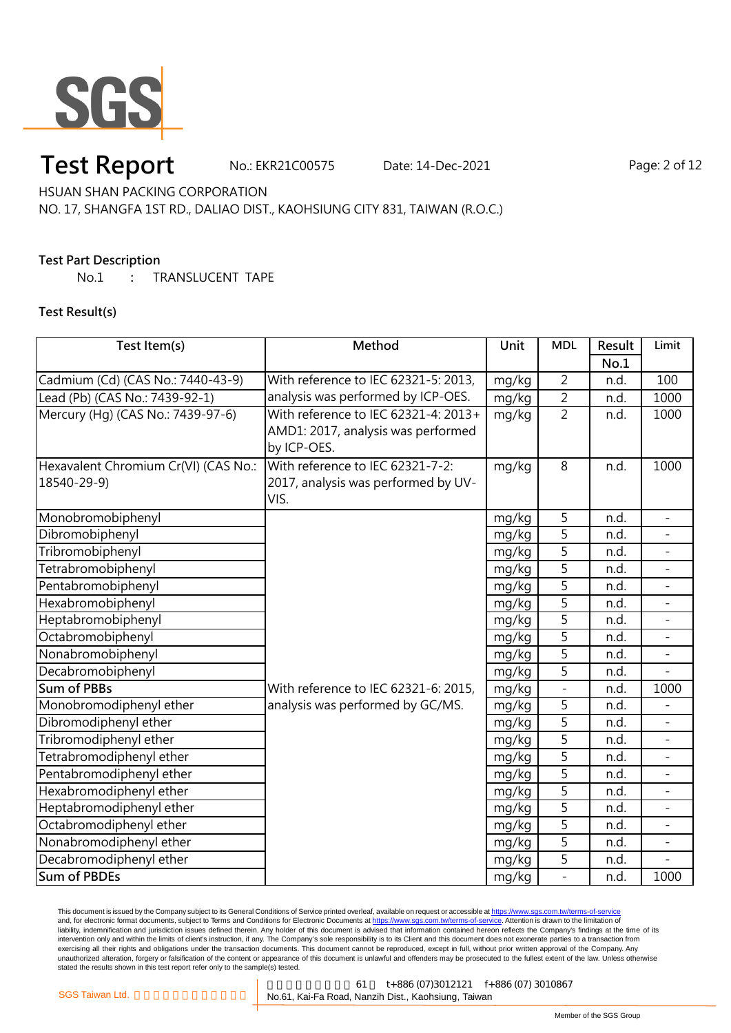# Test Report

No.: EKR21C00575 Date: 14-Dec-2021

HSUAN SHAN PACKING CORPORATION

NO. 17, SHANGFA 1ST RD., DALIAO DIST., KAOHSIUNG CITY 831, TAIWAN (R.O.C.)

**Test Part Description**

No.1 : TRANSLUCENT TAPE

**Test Result(s)**

| Test Item(s) | Method | Unit | MDL | Result No.1 | Limit |
|---|---|---|---|---|---|
| Cadmium (Cd) (CAS No.: 7440-43-9) | With reference to IEC 62321-5: 2013, analysis was performed by ICP-OES. | mg/kg | 2 | n.d. | 100 |
| Lead (Pb) (CAS No.: 7439-92-1) | | mg/kg | 2 | n.d. | 1000 |
| Mercury (Hg) (CAS No.: 7439-97-6) | With reference to IEC 62321-4: 2013+ AMD1: 2017, analysis was performed by ICP-OES. | mg/kg | 2 | n.d. | 1000 |
| Hexavalent Chromium Cr(VI) (CAS No.: 18540-29-9) | With reference to IEC 62321-7-2: 2017, analysis was performed by UV-VIS. | mg/kg | 8 | n.d. | 1000 |
| Monobromobiphenyl | With reference to IEC 62321-6: 2015, analysis was performed by GC/MS. | mg/kg | 5 | n.d. | - |
| Dibromobiphenyl | | mg/kg | 5 | n.d. | - |
| Tribromobiphenyl | | mg/kg | 5 | n.d. | - |
| Tetrabromobiphenyl | | mg/kg | 5 | n.d. | - |
| Pentabromobiphenyl | | mg/kg | 5 | n.d. | - |
| Hexabromobiphenyl | | mg/kg | 5 | n.d. | - |
| Heptabromobiphenyl | | mg/kg | 5 | n.d. | - |
| Octabromobiphenyl | | mg/kg | 5 | n.d. | - |
| Nonabromobiphenyl | | mg/kg | 5 | n.d. | - |
| Decabromobiphenyl | | mg/kg | 5 | n.d. | - |
| **Sum of PBBs** | | mg/kg | - | n.d. | 1000 |
| Monobromodiphenyl ether | | mg/kg | 5 | n.d. | - |
| Dibromodiphenyl ether | | mg/kg | 5 | n.d. | - |
| Tribromodiphenyl ether | | mg/kg | 5 | n.d. | - |
| Tetrabromodiphenyl ether | | mg/kg | 5 | n.d. | - |
| Pentabromodiphenyl ether | | mg/kg | 5 | n.d. | - |
| Hexabromodiphenyl ether | | mg/kg | 5 | n.d. | - |
| Heptabromodiphenyl ether | | mg/kg | 5 | n.d. | - |
| Octabromodiphenyl ether | | mg/kg | 5 | n.d. | - |
| Nonabromodiphenyl ether | | mg/kg | 5 | n.d. | - |
| Decabromodiphenyl ether | | mg/kg | 5 | n.d. | - |
| **Sum of PBDEs** | | mg/kg | - | n.d. | 1000 |

This document is issued by the Company subject to its General Conditions of Service printed overleaf, available on request or accessible at https://www.sgs.com.tw/terms-of-service and, for electronic format documents, subject to Terms and Conditions for Electronic Documents at https://www.sgs.com.tw/terms-of-service. Attention is drawn to the limitation of liability, indemnification and jurisdiction issues defined therein. Any holder of this document is advised that information contained hereon reflects the Company's findings at the time of its intervention only and within the limits of client's instruction, if any. The Company's sole responsibility is to its Client and this document does not exonerate parties to a transaction from exercising all their rights and obligations under the transaction documents. This document cannot be reproduced, except in full, without prior written approval of the Company. Any unauthorized alteration, forgery or falsification of the content or appearance of this document is unlawful and offenders may be prosecuted to the fullest extent of the law. Unless otherwise stated the results shown in this test report refer only to the sample(s) tested.

SGS Taiwan Ltd. | No.61, Kai-Fa Road, Nanzih Dist., Kaohsiung, Taiwan | t+886 (07)3012121 f+886 (07) 3010867

Member of the SGS Group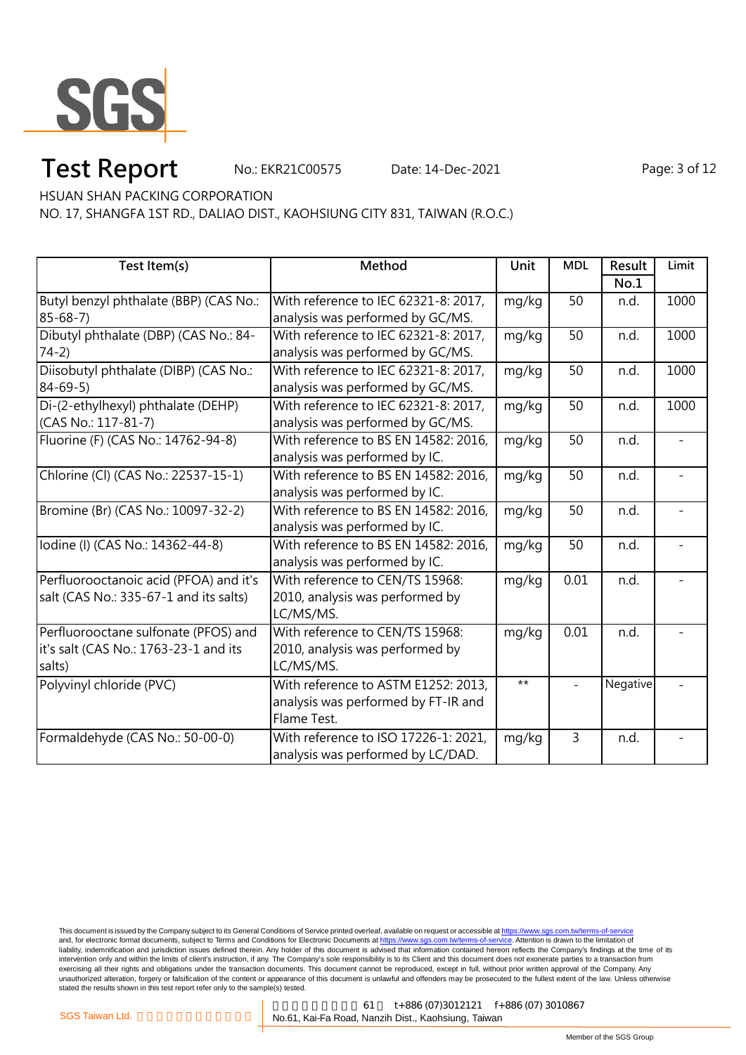# Test Report

No.: EKR21C00575 Date: 14-Dec-2021

HSUAN SHAN PACKING CORPORATION

NO. 17, SHANGFA 1ST RD., DALIAO DIST., KAOHSIUNG CITY 831, TAIWAN (R.O.C.)

| Test Item(s) | Method | Unit | MDL | Result No.1 | Limit |
|---|---|---|---|---|---|
| Butyl benzyl phthalate (BBP) (CAS No.: 85-68-7) | With reference to IEC 62321-8: 2017, analysis was performed by GC/MS. | mg/kg | 50 | n.d. | 1000 |
| Dibutyl phthalate (DBP) (CAS No.: 84-74-2) | With reference to IEC 62321-8: 2017, analysis was performed by GC/MS. | mg/kg | 50 | n.d. | 1000 |
| Diisobutyl phthalate (DIBP) (CAS No.: 84-69-5) | With reference to IEC 62321-8: 2017, analysis was performed by GC/MS. | mg/kg | 50 | n.d. | 1000 |
| Di-(2-ethylhexyl) phthalate (DEHP) (CAS No.: 117-81-7) | With reference to IEC 62321-8: 2017, analysis was performed by GC/MS. | mg/kg | 50 | n.d. | 1000 |
| Fluorine (F) (CAS No.: 14762-94-8) | With reference to BS EN 14582: 2016, analysis was performed by IC. | mg/kg | 50 | n.d. | - |
| Chlorine (Cl) (CAS No.: 22537-15-1) | With reference to BS EN 14582: 2016, analysis was performed by IC. | mg/kg | 50 | n.d. | - |
| Bromine (Br) (CAS No.: 10097-32-2) | With reference to BS EN 14582: 2016, analysis was performed by IC. | mg/kg | 50 | n.d. | - |
| Iodine (I) (CAS No.: 14362-44-8) | With reference to BS EN 14582: 2016, analysis was performed by IC. | mg/kg | 50 | n.d. | - |
| Perfluorooctanoic acid (PFOA) and it's salt (CAS No.: 335-67-1 and its salts) | With reference to CEN/TS 15968: 2010, analysis was performed by LC/MS/MS. | mg/kg | 0.01 | n.d. | - |
| Perfluorooctane sulfonate (PFOS) and it's salt (CAS No.: 1763-23-1 and its salts) | With reference to CEN/TS 15968: 2010, analysis was performed by LC/MS/MS. | mg/kg | 0.01 | n.d. | - |
| Polyvinyl chloride (PVC) | With reference to ASTM E1252: 2013, analysis was performed by FT-IR and Flame Test. | ** | - | Negative | - |
| Formaldehyde (CAS No.: 50-00-0) | With reference to ISO 17226-1: 2021, analysis was performed by LC/DAD. | mg/kg | 3 | n.d. | - |

This document is issued by the Company subject to its General Conditions of Service printed overleaf, available on request or accessible at https://www.sgs.com.tw/terms-of-service and, for electronic format documents, subject to Terms and Conditions for Electronic Documents at https://www.sgs.com.tw/terms-of-service. Attention is drawn to the limitation of liability, indemnification and jurisdiction issues defined therein. Any holder of this document is advised that information contained hereon reflects the Company's findings at the time of its intervention only and within the limits of client's instruction, if any. The Company's sole responsibility is to its Client and this document does not exonerate parties to a transaction from exercising all their rights and obligations under the transaction documents. This document cannot be reproduced, except in full, without prior written approval of the Company. Any unauthorized alteration, forgery or falsification of the content or appearance of this document is unlawful and offenders may be prosecuted to the fullest extent of the law. Unless otherwise stated the results shown in this test report refer only to the sample(s) tested.

SGS Taiwan Ltd. | No.61, Kai-Fa Road, Nanzih Dist., Kaohsiung, Taiwan | t+886 (07)3012121 f+886 (07) 3010867

Member of the SGS Group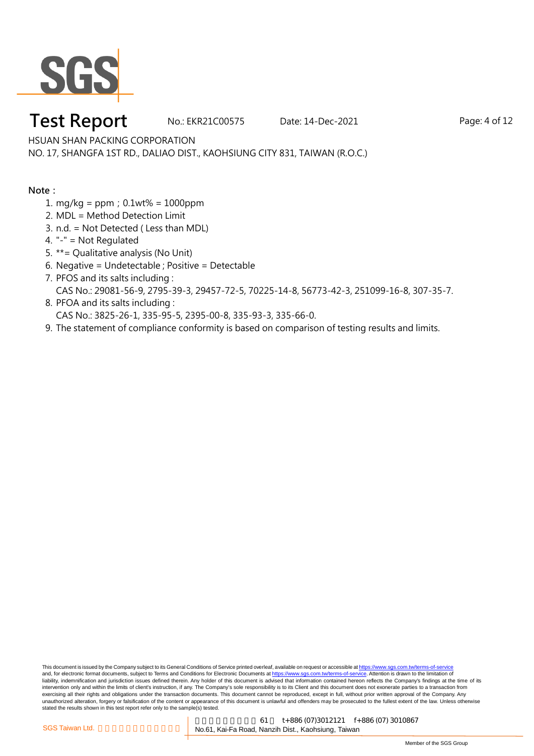HSUAN SHAN PACKING CORPORATION
NO. 17, SHANGFA 1ST RD., DALIAO DIST., KAOHSIUNG CITY 831, TAIWAN (R.O.C.)

**Note：**

1. mg/kg = ppm；0.1wt% = 1000ppm
2. MDL = Method Detection Limit
3. n.d. = Not Detected ( Less than MDL)
4. "-" = Not Regulated
5. **= Qualitative analysis (No Unit)
6. Negative = Undetectable ; Positive = Detectable
7. PFOS and its salts including :
   CAS No.: 29081-56-9, 2795-39-3, 29457-72-5, 70225-14-8, 56773-42-3, 251099-16-8, 307-35-7.
8. PFOA and its salts including :
   CAS No.: 3825-26-1, 335-95-5, 2395-00-8, 335-93-3, 335-66-0.
9. The statement of compliance conformity is based on comparison of testing results and limits.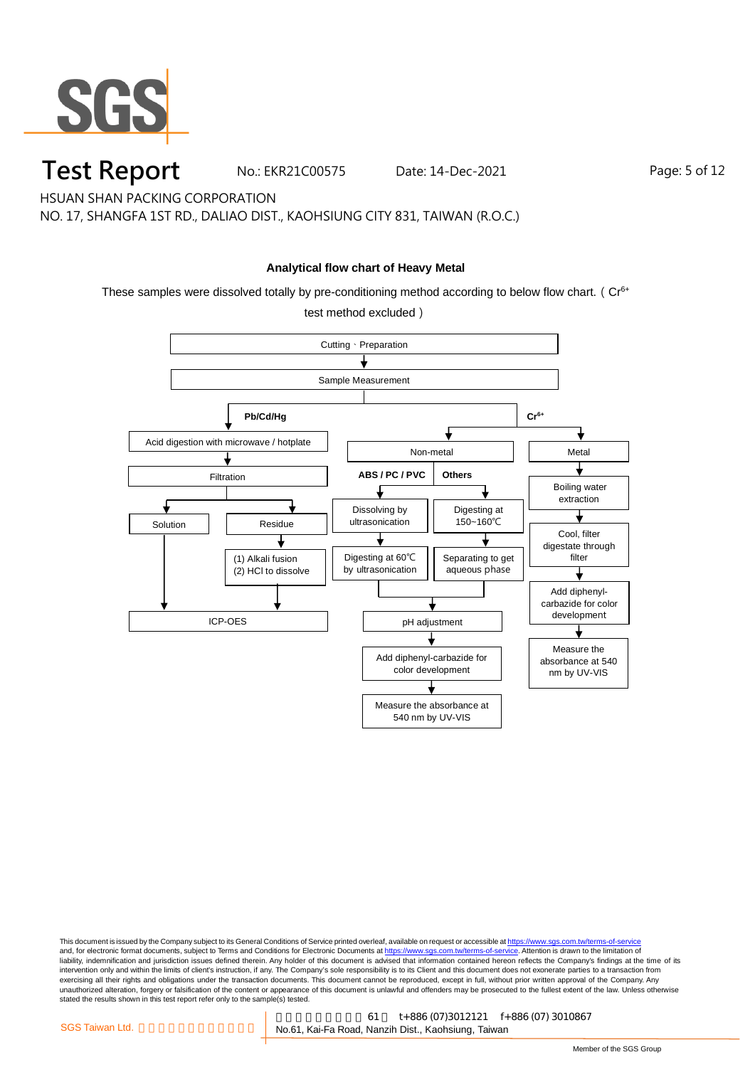## Analytical flow chart of Heavy Metal

These samples were dissolved totally by pre-conditioning method according to below flow chart. ( $Cr^{6+}$ test method excluded )

Cutting、Preparation
↓
Sample Measurement

**Pb/Cd/Hg**

- Acid digestion with microwave / hotplate
- ↓ Filtration
  - Solution → ICP-OES
  - Residue → (1) Alkali fusion (2) HCl to dissolve → ICP-OES

**$Cr^{6+}$**

- Non-metal
  - **ABS / PC / PVC**: Dissolving by ultrasonication → Digesting at 60℃ by ultrasonication → pH adjustment
  - **Others**: Digesting at 150~160℃ → Separating to get aqueous phase → pH adjustment
  - pH adjustment → Add diphenyl-carbazide for color development → Measure the absorbance at 540 nm by UV-VIS
- Metal
  - Boiling water extraction → Cool, filter digestate through filter → Add diphenyl-carbazide for color development → Measure the absorbance at 540 nm by UV-VIS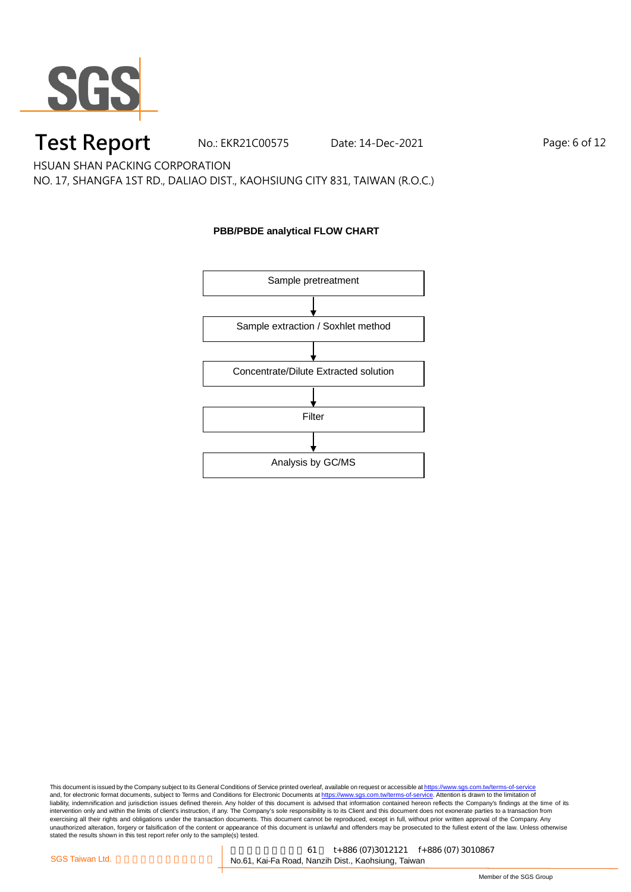Test Report No.: EKR21C00575 Date: 14-Dec-2021

HSUAN SHAN PACKING CORPORATION

NO. 17, SHANGFA 1ST RD., DALIAO DIST., KAOHSIUNG CITY 831, TAIWAN (R.O.C.)

**PBB/PBDE analytical FLOW CHART**

Sample pretreatment

↓

Sample extraction / Soxhlet method

↓

Concentrate/Dilute Extracted solution

↓

Filter

↓

Analysis by GC/MS

This document is issued by the Company subject to its General Conditions of Service printed overleaf, available on request or accessible at https://www.sgs.com.tw/terms-of-service and, for electronic format documents, subject to Terms and Conditions for Electronic Documents at https://www.sgs.com.tw/terms-of-service. Attention is drawn to the limitation of liability, indemnification and jurisdiction issues defined therein. Any holder of this document is advised that information contained hereon reflects the Company's findings at the time of its intervention only and within the limits of client's instruction, if any. The Company's sole responsibility is to its Client and this document does not exonerate parties to a transaction from exercising all their rights and obligations under the transaction documents. This document cannot be reproduced, except in full, without prior written approval of the Company. Any unauthorized alteration, forgery or falsification of the content or appearance of this document is unlawful and offenders may be prosecuted to the fullest extent of the law. Unless otherwise stated the results shown in this test report refer only to the sample(s) tested.

SGS Taiwan Ltd. | 61 t+886 (07)3012121 f+886 (07) 3010867 No.61, Kai-Fa Road, Nanzih Dist., Kaohsiung, Taiwan

Member of the SGS Group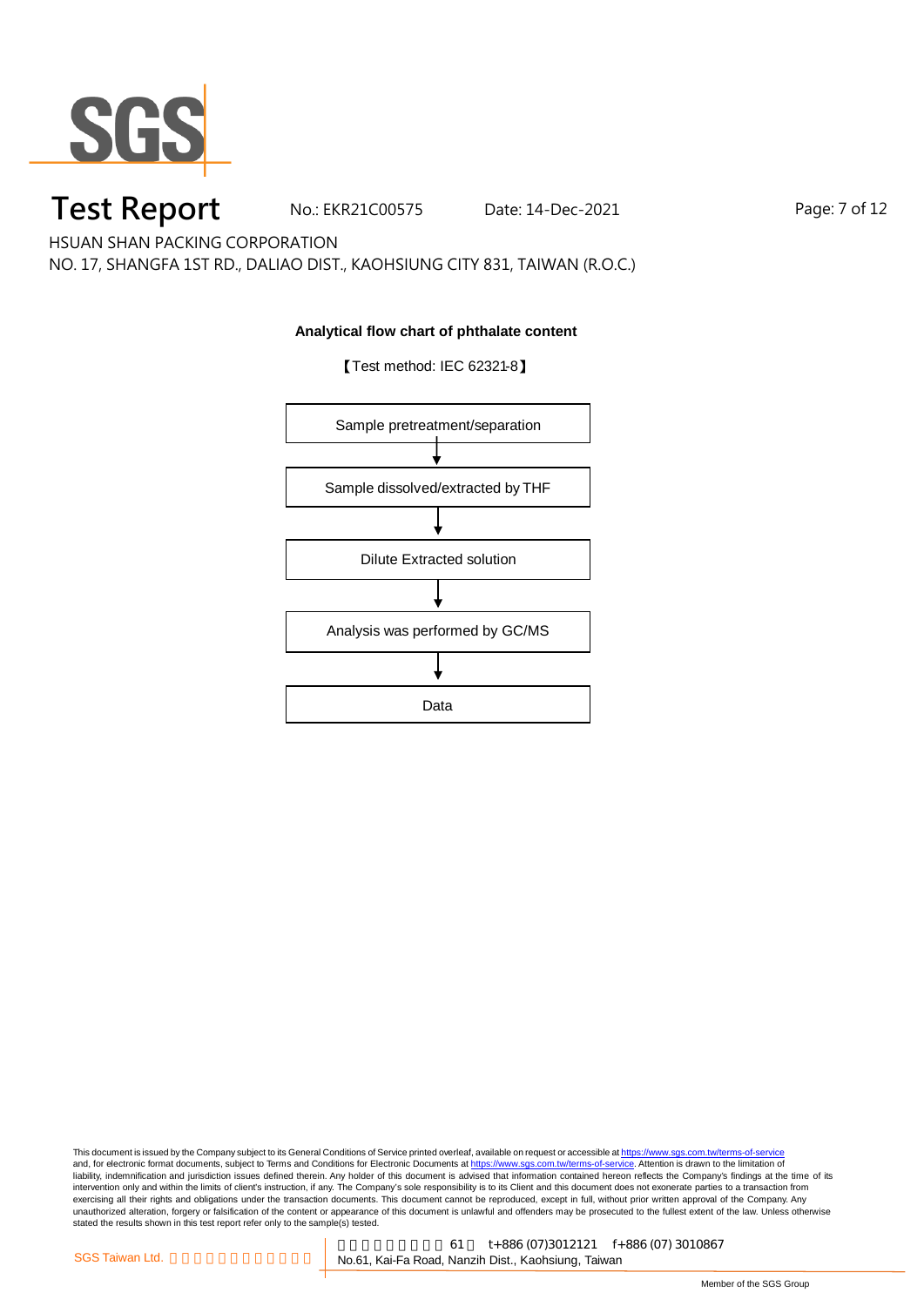**Analytical flow chart of phthalate content**

【Test method: IEC 62321-8】

Sample pretreatment/separation

↓

Sample dissolved/extracted by THF

↓

Dilute Extracted solution

↓

Analysis was performed by GC/MS

↓

Data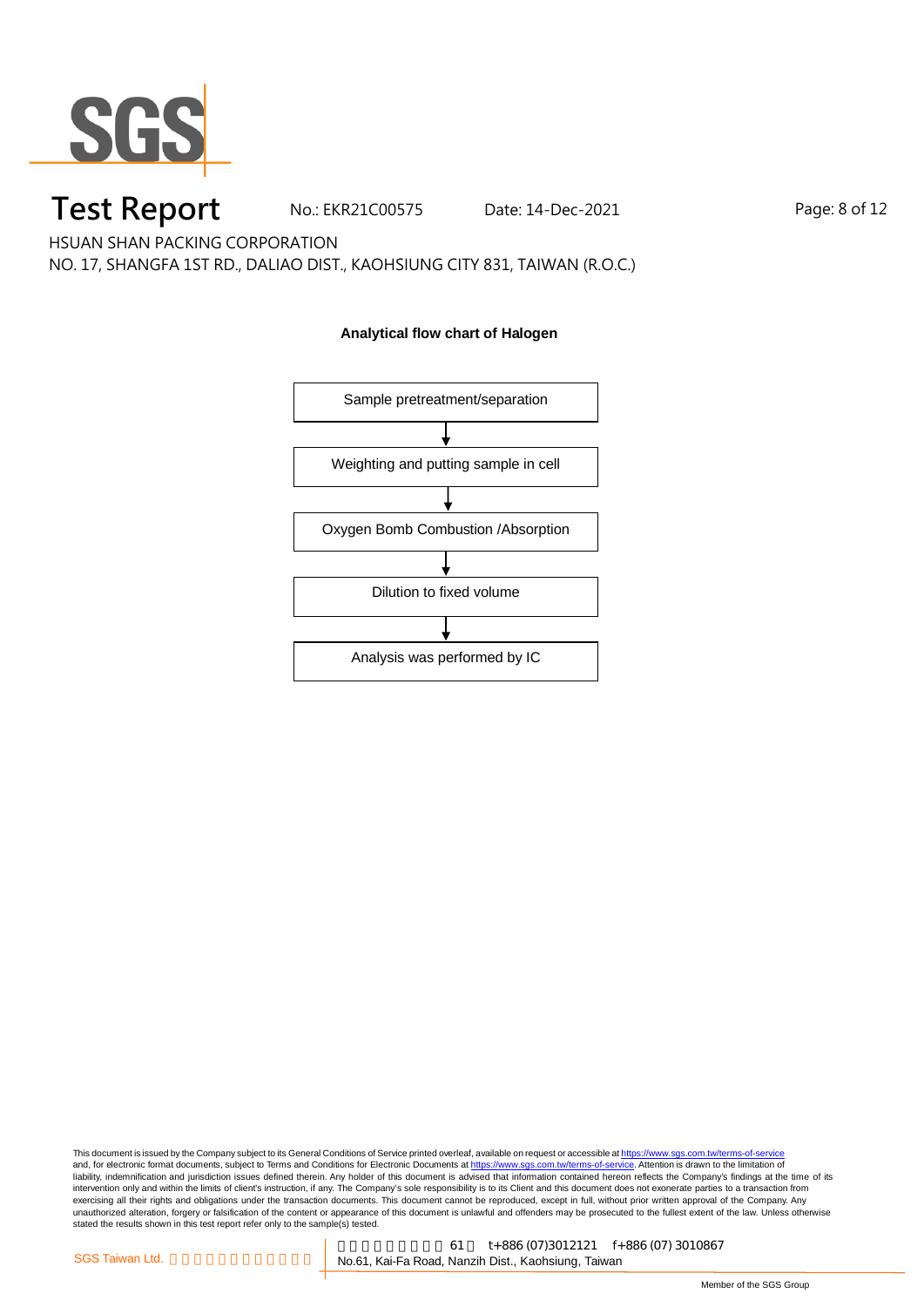HSUAN SHAN PACKING CORPORATION

NO. 17, SHANGFA 1ST RD., DALIAO DIST., KAOHSIUNG CITY 831, TAIWAN (R.O.C.)

**Analytical flow chart of Halogen**

Sample pretreatment/separation

↓

Weighting and putting sample in cell

↓

Oxygen Bomb Combustion /Absorption

↓

Dilution to fixed volume

↓

Analysis was performed by IC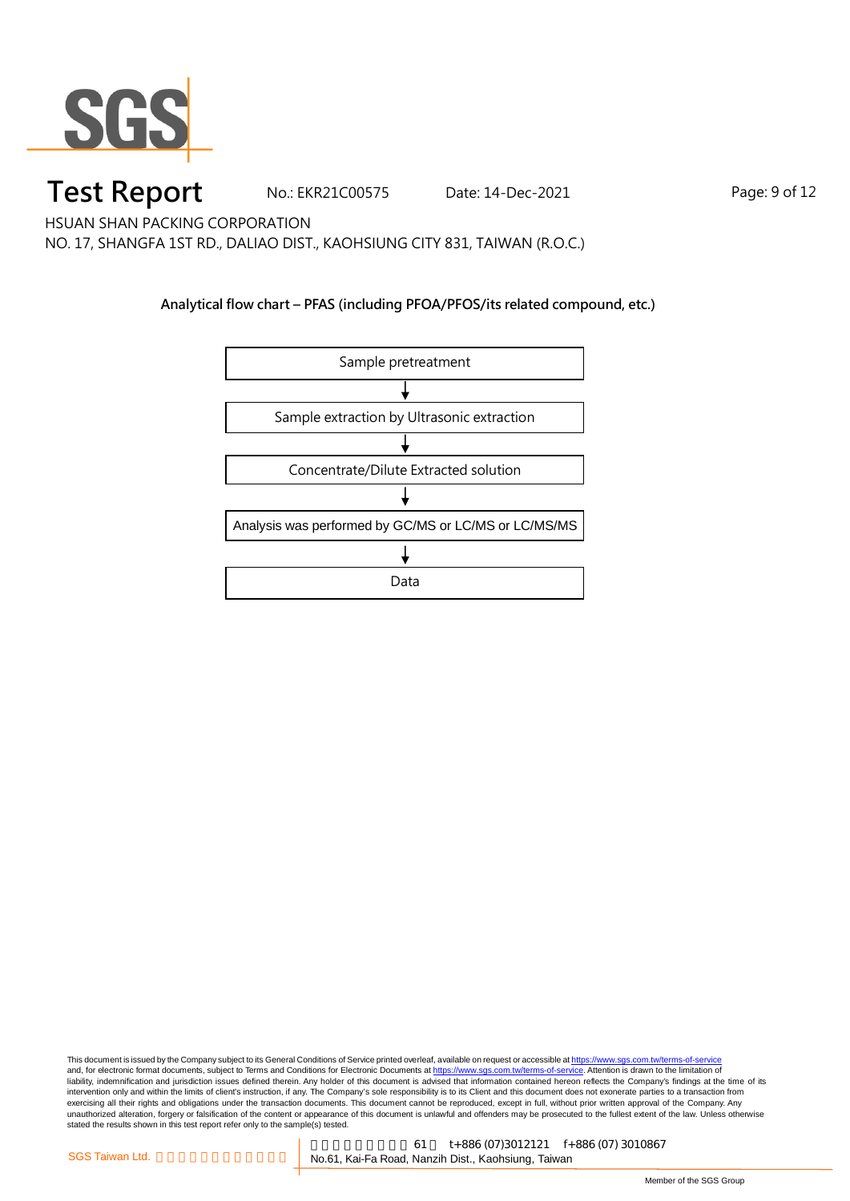## Analytical flow chart – PFAS (including PFOA/PFOS/its related compound, etc.)

Sample pretreatment

↓

Sample extraction by Ultrasonic extraction

↓

Concentrate/Dilute Extracted solution

↓

Analysis was performed by GC/MS or LC/MS or LC/MS/MS

↓

Data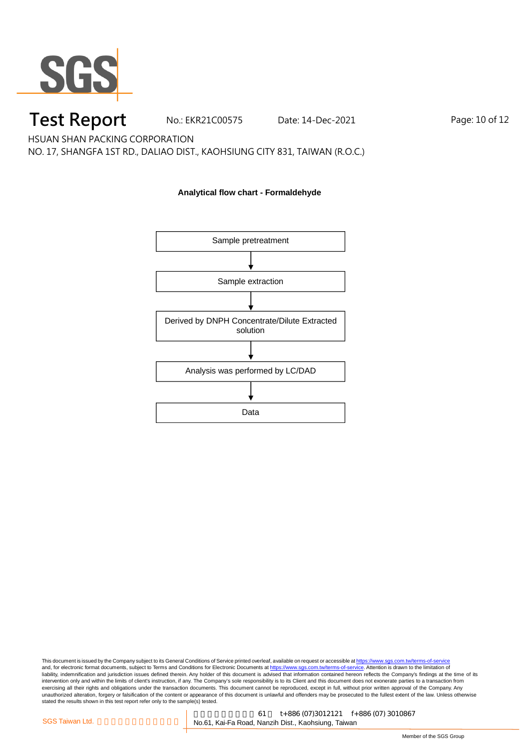**Analytical flow chart - Formaldehyde**

Sample pretreatment

↓

Sample extraction

↓

Derived by DNPH Concentrate/Dilute Extracted solution

↓

Analysis was performed by LC/DAD

↓

Data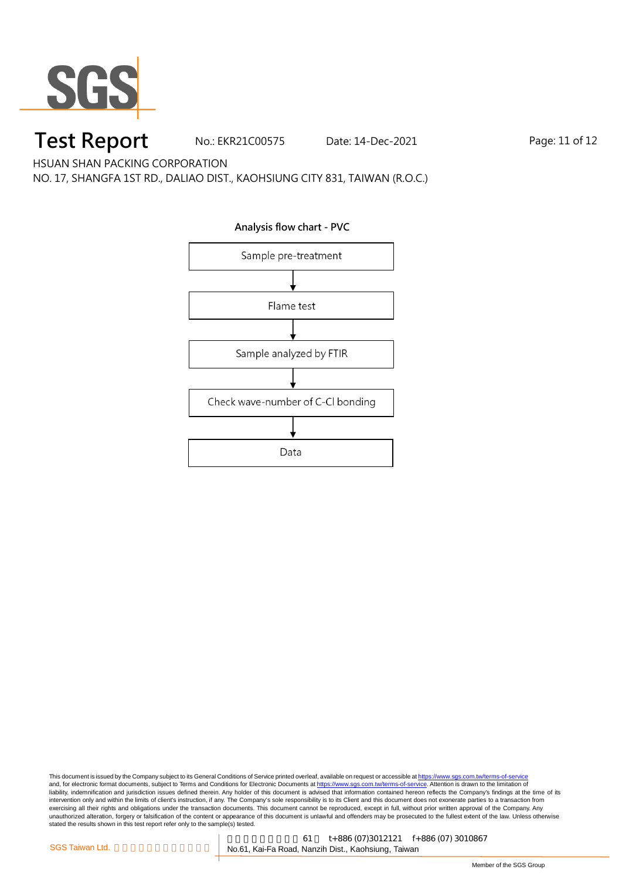# Test Report

No.: EKR21C00575 Date: 14-Dec-2021

HSUAN SHAN PACKING CORPORATION

NO. 17, SHANGFA 1ST RD., DALIAO DIST., KAOHSIUNG CITY 831, TAIWAN (R.O.C.)

**Analysis flow chart - PVC**

Sample pre-treatment

↓

Flame test

↓

Sample analyzed by FTIR

↓

Check wave-number of C-Cl bonding

↓

Data

This document is issued by the Company subject to its General Conditions of Service printed overleaf, available on request or accessible at https://www.sgs.com.tw/terms-of-service and, for electronic format documents, subject to Terms and Conditions for Electronic Documents at https://www.sgs.com.tw/terms-of-service. Attention is drawn to the limitation of liability, indemnification and jurisdiction issues defined therein. Any holder of this document is advised that information contained hereon reflects the Company's findings at the time of its intervention only and within the limits of client's instruction, if any. The Company's sole responsibility is to its Client and this document does not exonerate parties to a transaction from exercising all their rights and obligations under the transaction documents. This document cannot be reproduced, except in full, without prior written approval of the Company. Any unauthorized alteration, forgery or falsification of the content or appearance of this document is unlawful and offenders may be prosecuted to the fullest extent of the law. Unless otherwise stated the results shown in this test report refer only to the sample(s) tested.

SGS Taiwan Ltd. | No.61, Kai-Fa Road, Nanzih Dist., Kaohsiung, Taiwan | t+886 (07)3012121 f+886 (07) 3010867

Member of the SGS Group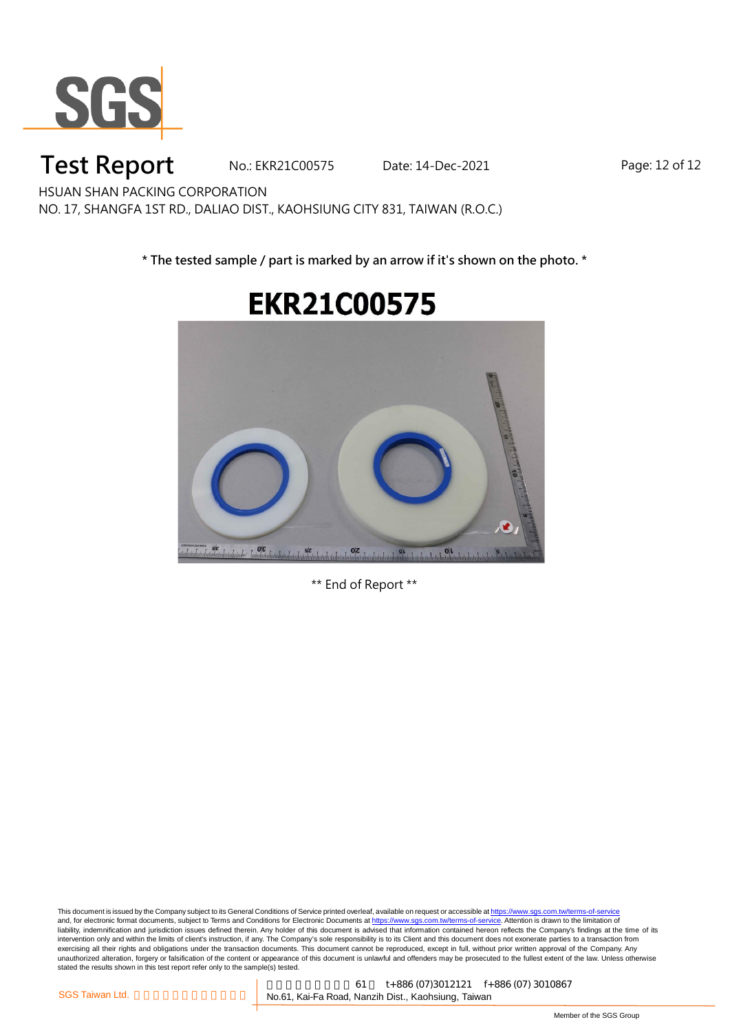# Test Report

No.: EKR21C00575 Date: 14-Dec-2021

HSUAN SHAN PACKING CORPORATION
NO. 17, SHANGFA 1ST RD., DALIAO DIST., KAOHSIUNG CITY 831, TAIWAN (R.O.C.)

**\* The tested sample / part is marked by an arrow if it's shown on the photo. \***

## EKR21C00575

\*\* End of Report \*\*

This document is issued by the Company subject to its General Conditions of Service printed overleaf, available on request or accessible at https://www.sgs.com.tw/terms-of-service and, for electronic format documents, subject to Terms and Conditions for Electronic Documents at https://www.sgs.com.tw/terms-of-service. Attention is drawn to the limitation of liability, indemnification and jurisdiction issues defined therein. Any holder of this document is advised that information contained hereon reflects the Company's findings at the time of its intervention only and within the limits of client's instruction, if any. The Company's sole responsibility is to its Client and this document does not exonerate parties to a transaction from exercising all their rights and obligations under the transaction documents. This document cannot be reproduced, except in full, without prior written approval of the Company. Any unauthorized alteration, forgery or falsification of the content or appearance of this document is unlawful and offenders may be prosecuted to the fullest extent of the law. Unless otherwise stated the results shown in this test report refer only to the sample(s) tested.

SGS Taiwan Ltd. 61 t+886 (07)3012121 f+886 (07) 3010867
No.61, Kai-Fa Road, Nanzih Dist., Kaohsiung, Taiwan

Member of the SGS Group